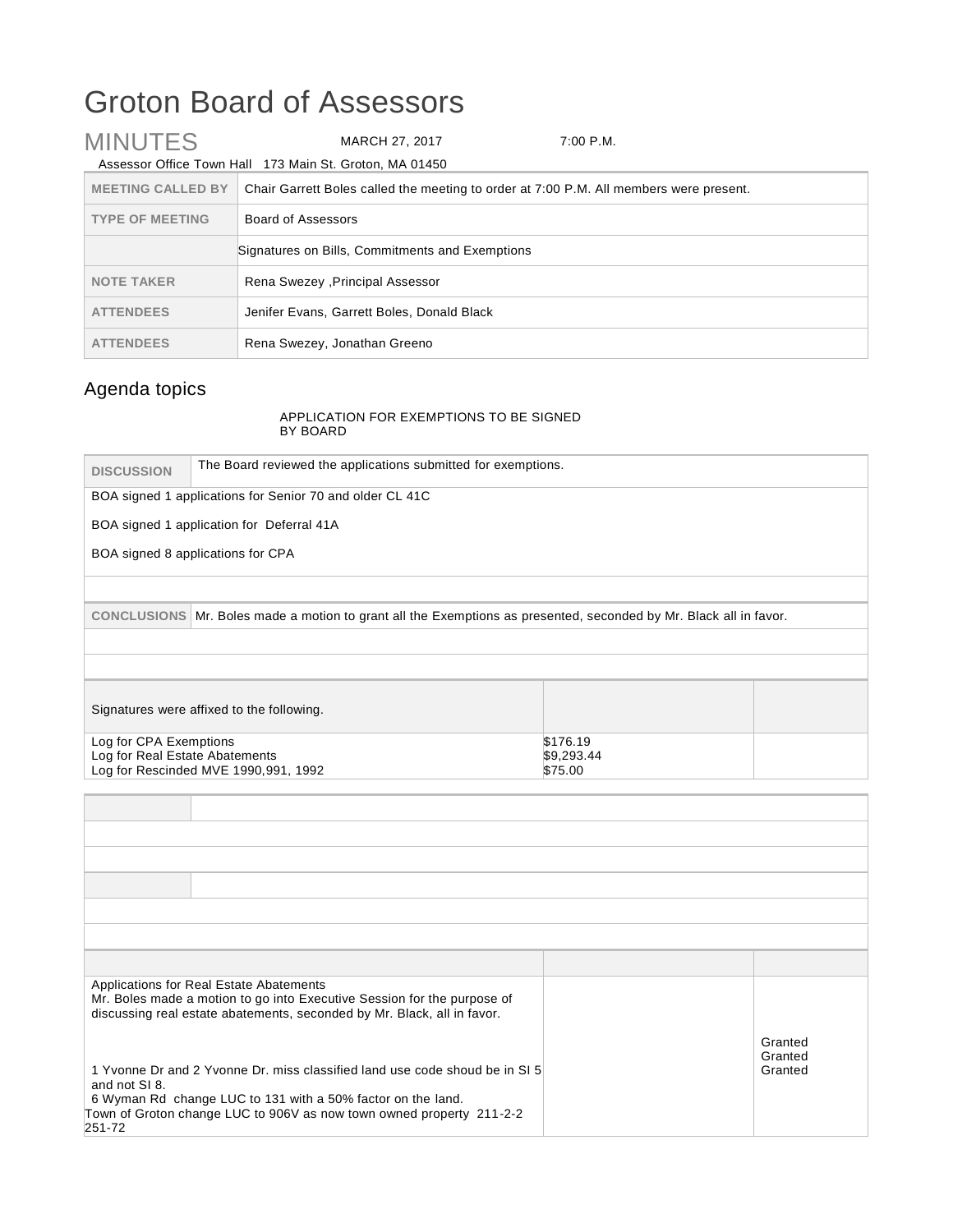# Groton Board of Assessors

MINUTES MARCH 27, 2017 7:00 P.M.

Assessor Office Town Hall 173 Main St. Groton, MA 01450

| | |
|---|---|
| **MEETING CALLED BY** | Chair Garrett Boles called the meeting to order at 7:00 P.M. All members were present. |
| **TYPE OF MEETING** | Board of Assessors |
| | Signatures on Bills, Commitments and Exemptions |
| **NOTE TAKER** | Rena Swezey ,Principal Assessor |
| **ATTENDEES** | Jenifer Evans, Garrett Boles, Donald Black |
| **ATTENDEES** | Rena Swezey, Jonathan Greeno |

## Agenda topics

APPLICATION FOR EXEMPTIONS TO BE SIGNED BY BOARD

**DISCUSSION** The Board reviewed the applications submitted for exemptions.

BOA signed 1 applications for Senior 70 and older CL 41C

BOA signed 1 application for Deferral 41A

BOA signed 8 applications for CPA

**CONCLUSIONS** Mr. Boles made a motion to grant all the Exemptions as presented, seconded by Mr. Black all in favor.

| Signatures were affixed to the following. | | |
|---|---|---|
| Log for CPA Exemptions | $176.19 | |
| Log for Real Estate Abatements | $9,293.44 | |
| Log for Rescinded MVE 1990,991, 1992 | $75.00 | |

| | | |
|---|---|---|
| Applications for Real Estate Abatements<br>Mr. Boles made a motion to go into Executive Session for the purpose of discussing real estate abatements, seconded by Mr. Black, all in favor. | | |
| 1 Yvonne Dr and 2 Yvonne Dr. miss classified land use code shoud be in SI 5 and not SI 8. | | Granted |
| 6 Wyman Rd change LUC to 131 with a 50% factor on the land. | | Granted |
| Town of Groton change LUC to 906V as now town owned property 211-2-2 251-72 | | Granted |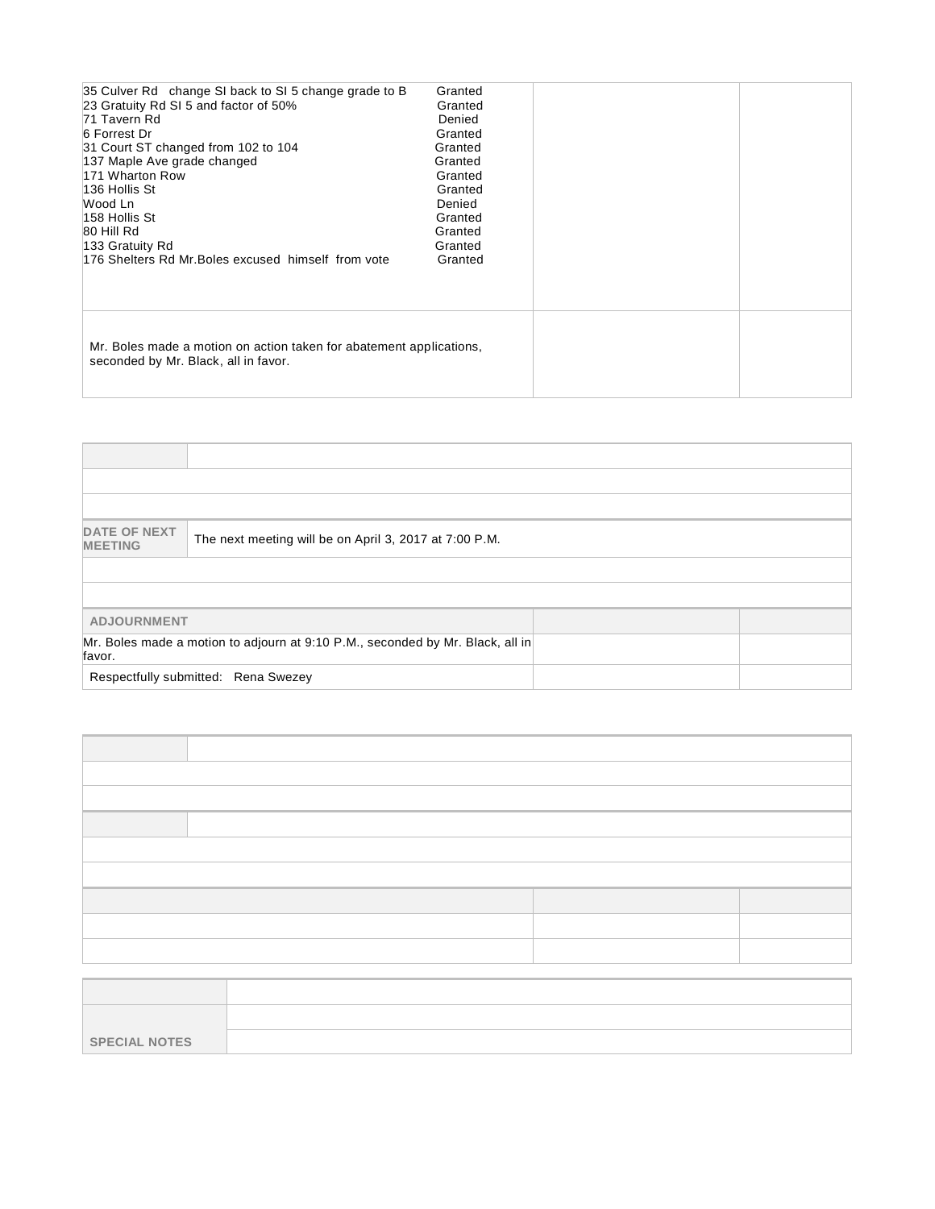| | |
|---|---|
| 35 Culver Rd change SI back to SI 5 change grade to B | Granted |
| 23 Gratuity Rd SI 5 and factor of 50% | Granted |
| 71 Tavern Rd | Denied |
| 6 Forrest Dr | Granted |
| 31 Court ST changed from 102 to 104 | Granted |
| 137 Maple Ave grade changed | Granted |
| 171 Wharton Row | Granted |
| 136 Hollis St | Granted |
| Wood Ln | Denied |
| 158 Hollis St | Granted |
| 80 Hill Rd | Granted |
| 133 Gratuity Rd | Granted |
| 176 Shelters Rd Mr.Boles excused himself from vote | Granted |

Mr. Boles made a motion on action taken for abatement applications, seconded by Mr. Black, all in favor.

| | |
|---|---|
| **DATE OF NEXT MEETING** | The next meeting will be on April 3, 2017 at 7:00 P.M. |

**ADJOURNMENT**

Mr. Boles made a motion to adjourn at 9:10 P.M., seconded by Mr. Black, all in favor.

Respectfully submitted: Rena Swezey

**SPECIAL NOTES**